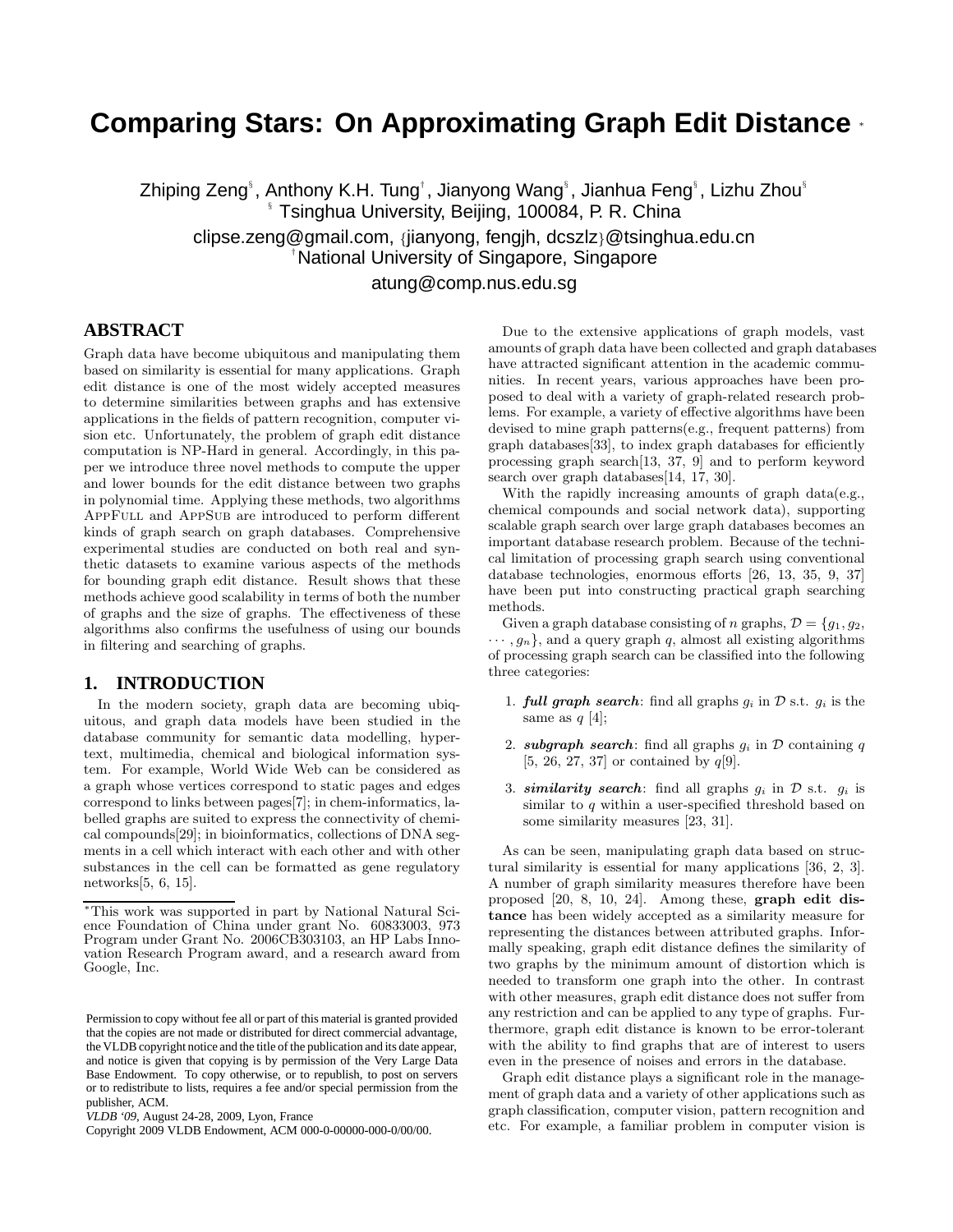# Comparing Stars: On Approximating Graph Edit Distance *

Zhiping Zeng[§], Anthony K.H. Tung[†], Jianyong Wang[§], Jianhua Feng[§], Lizhu Zhou[§]
[§] Tsinghua University, Beijing, 100084, P. R. China
clipse.zeng@gmail.com, {jianyong, fengjh, dcszlz}@tsinghua.edu.cn
[†]National University of Singapore, Singapore
atung@comp.nus.edu.sg

## ABSTRACT

Graph data have become ubiquitous and manipulating them based on similarity is essential for many applications. Graph edit distance is one of the most widely accepted measures to determine similarities between graphs and has extensive applications in the fields of pattern recognition, computer vision etc. Unfortunately, the problem of graph edit distance computation is NP-Hard in general. Accordingly, in this paper we introduce three novel methods to compute the upper and lower bounds for the edit distance between two graphs in polynomial time. Applying these methods, two algorithms AppFull and AppSub are introduced to perform different kinds of graph search on graph databases. Comprehensive experimental studies are conducted on both real and synthetic datasets to examine various aspects of the methods for bounding graph edit distance. Result shows that these methods achieve good scalability in terms of both the number of graphs and the size of graphs. The effectiveness of these algorithms also confirms the usefulness of using our bounds in filtering and searching of graphs.

## 1. INTRODUCTION

In the modern society, graph data are becoming ubiquitous, and graph data models have been studied in the database community for semantic data modelling, hypertext, multimedia, chemical and biological information system. For example, World Wide Web can be considered as a graph whose vertices correspond to static pages and edges correspond to links between pages[7]; in chem-informatics, labelled graphs are suited to express the connectivity of chemical compounds[29]; in bioinformatics, collections of DNA segments in a cell which interact with each other and with other substances in the cell can be formatted as gene regulatory networks[5, 6, 15].

*This work was supported in part by National Natural Science Foundation of China under grant No. 60833003, 973 Program under Grant No. 2006CB303103, an HP Labs Innovation Research Program award, and a research award from Google, Inc.

Permission to copy without fee all or part of this material is granted provided that the copies are not made or distributed for direct commercial advantage, the VLDB copyright notice and the title of the publication and its date appear, and notice is given that copying is by permission of the Very Large Data Base Endowment. To copy otherwise, or to republish, to post on servers or to redistribute to lists, requires a fee and/or special permission from the publisher, ACM.
*VLDB '09*, August 24-28, 2009, Lyon, France
Copyright 2009 VLDB Endowment, ACM 000-0-00000-000-0/00/00.

Due to the extensive applications of graph models, vast amounts of graph data have been collected and graph databases have attracted significant attention in the academic communities. In recent years, various approaches have been proposed to deal with a variety of graph-related research problems. For example, a variety of effective algorithms have been devised to mine graph patterns(e.g., frequent patterns) from graph databases[33], to index graph databases for efficiently processing graph search[13, 37, 9] and to perform keyword search over graph databases[14, 17, 30].

With the rapidly increasing amounts of graph data(e.g., chemical compounds and social network data), supporting scalable graph search over large graph databases becomes an important database research problem. Because of the technical limitation of processing graph search using conventional database technologies, enormous efforts [26, 13, 35, 9, 37] have been put into constructing practical graph searching methods.

Given a graph database consisting of $n$ graphs, $\mathcal{D} = \{g_1, g_2, \cdots, g_n\}$, and a query graph $q$, almost all existing algorithms of processing graph search can be classified into the following three categories:

1. ***full graph search***: find all graphs $g_i$ in $\mathcal{D}$ s.t. $g_i$ is the same as $q$ [4];
2. ***subgraph search***: find all graphs $g_i$ in $\mathcal{D}$ containing $q$ [5, 26, 27, 37] or contained by $q$[9].
3. ***similarity search***: find all graphs $g_i$ in $\mathcal{D}$ s.t. $g_i$ is similar to $q$ within a user-specified threshold based on some similarity measures [23, 31].

As can be seen, manipulating graph data based on structural similarity is essential for many applications [36, 2, 3]. A number of graph similarity measures therefore have been proposed [20, 8, 10, 24]. Among these, **graph edit distance** has been widely accepted as a similarity measure for representing the distances between attributed graphs. Informally speaking, graph edit distance defines the similarity of two graphs by the minimum amount of distortion which is needed to transform one graph into the other. In contrast with other measures, graph edit distance does not suffer from any restriction and can be applied to any type of graphs. Furthermore, graph edit distance is known to be error-tolerant with the ability to find graphs that are of interest to users even in the presence of noises and errors in the database.

Graph edit distance plays a significant role in the management of graph data and a variety of other applications such as graph classification, computer vision, pattern recognition and etc. For example, a familiar problem in computer vision is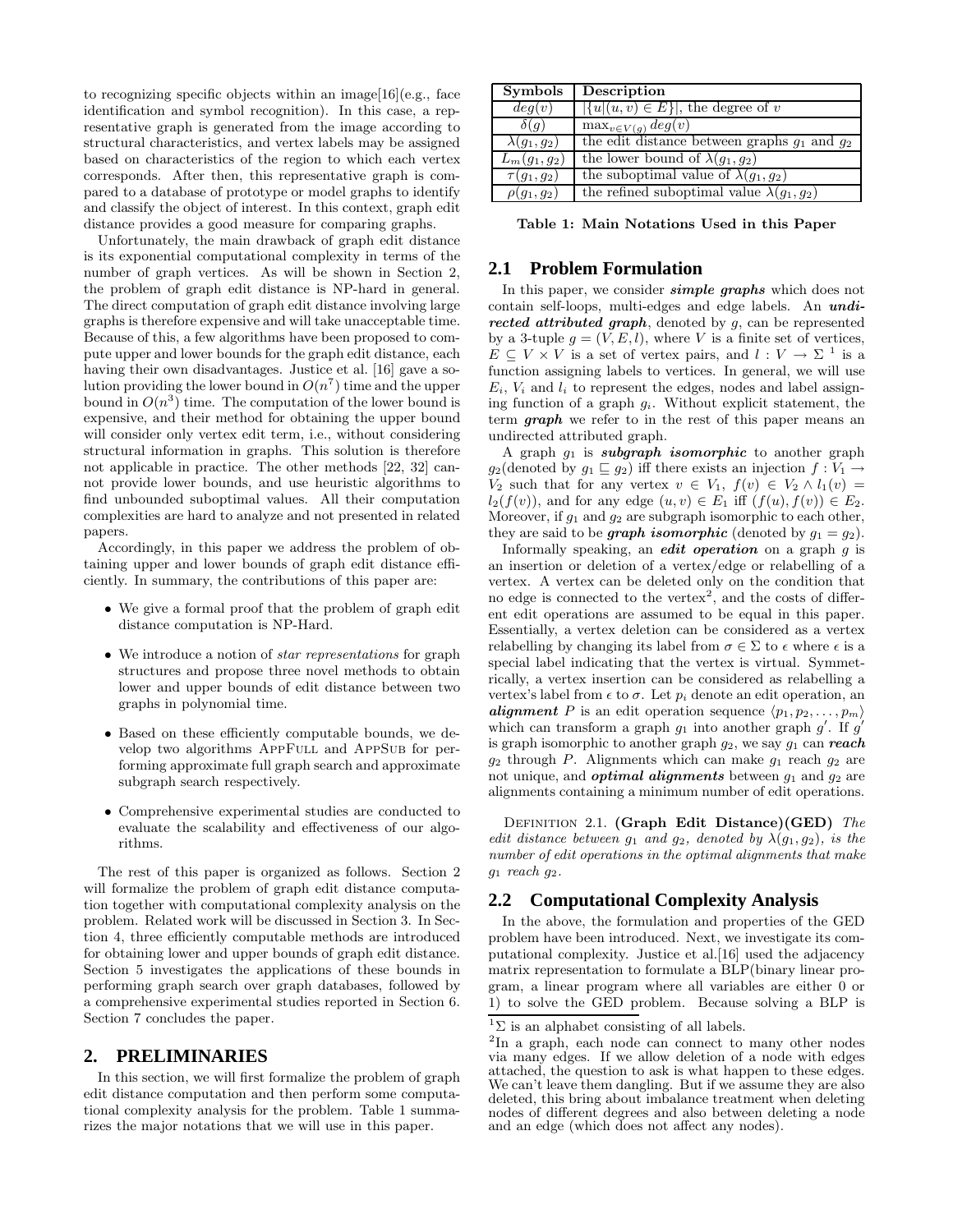to recognizing specific objects within an image[16](e.g., face identification and symbol recognition). In this case, a representative graph is generated from the image according to structural characteristics, and vertex labels may be assigned based on characteristics of the region to which each vertex corresponds. After then, this representative graph is compared to a database of prototype or model graphs to identify and classify the object of interest. In this context, graph edit distance provides a good measure for comparing graphs.

Unfortunately, the main drawback of graph edit distance is its exponential computational complexity in terms of the number of graph vertices. As will be shown in Section 2, the problem of graph edit distance is NP-hard in general. The direct computation of graph edit distance involving large graphs is therefore expensive and will take unacceptable time. Because of this, a few algorithms have been proposed to compute upper and lower bounds for the graph edit distance, each having their own disadvantages. Justice et al. [16] gave a solution providing the lower bound in $O(n^7)$ time and the upper bound in $O(n^3)$ time. The computation of the lower bound is expensive, and their method for obtaining the upper bound will consider only vertex edit term, i.e., without considering structural information in graphs. This solution is therefore not applicable in practice. The other methods [22, 32] cannot provide lower bounds, and use heuristic algorithms to find unbounded suboptimal values. All their computation complexities are hard to analyze and not presented in related papers.

Accordingly, in this paper we address the problem of obtaining upper and lower bounds of graph edit distance efficiently. In summary, the contributions of this paper are:

- We give a formal proof that the problem of graph edit distance computation is NP-Hard.
- We introduce a notion of *star representations* for graph structures and propose three novel methods to obtain lower and upper bounds of edit distance between two graphs in polynomial time.
- Based on these efficiently computable bounds, we develop two algorithms AppFull and AppSub for performing approximate full graph search and approximate subgraph search respectively.
- Comprehensive experimental studies are conducted to evaluate the scalability and effectiveness of our algorithms.

The rest of this paper is organized as follows. Section 2 will formalize the problem of graph edit distance computation together with computational complexity analysis on the problem. Related work will be discussed in Section 3. In Section 4, three efficiently computable methods are introduced for obtaining lower and upper bounds of graph edit distance. Section 5 investigates the applications of these bounds in performing graph search over graph databases, followed by a comprehensive experimental studies reported in Section 6. Section 7 concludes the paper.

## 2. PRELIMINARIES

In this section, we will first formalize the problem of graph edit distance computation and then perform some computational complexity analysis for the problem. Table 1 summarizes the major notations that we will use in this paper.

| Symbols | Description |
|---|---|
| $deg(v)$ | $\lvert\{u \mid (u,v) \in E\}\rvert$, the degree of $v$ |
| $\delta(g)$ | $\max_{v \in V(g)} deg(v)$ |
| $\lambda(g_1, g_2)$ | the edit distance between graphs $g_1$ and $g_2$ |
| $L_m(g_1, g_2)$ | the lower bound of $\lambda(g_1, g_2)$ |
| $\tau(g_1, g_2)$ | the suboptimal value of $\lambda(g_1, g_2)$ |
| $\rho(g_1, g_2)$ | the refined suboptimal value $\lambda(g_1, g_2)$ |

**Table 1: Main Notations Used in this Paper**

### 2.1 Problem Formulation

In this paper, we consider ***simple graphs*** which does not contain self-loops, multi-edges and edge labels. An ***undirected attributed graph***, denoted by $g$, can be represented by a 3-tuple $g = (V, E, l)$, where $V$ is a finite set of vertices, $E \subseteq V \times V$ is a set of vertex pairs, and $l : V \rightarrow \Sigma$ [1] is a function assigning labels to vertices. In general, we will use $E_i$, $V_i$ and $l_i$ to represent the edges, nodes and label assigning function of a graph $g_i$. Without explicit statement, the term ***graph*** we refer to in the rest of this paper means an undirected attributed graph.

A graph $g_1$ is ***subgraph isomorphic*** to another graph $g_2$(denoted by $g_1 \sqsubseteq g_2$) iff there exists an injection $f : V_1 \rightarrow V_2$ such that for any vertex $v \in V_1$, $f(v) \in V_2 \wedge l_1(v) = l_2(f(v))$, and for any edge $(u, v) \in E_1$ iff $(f(u), f(v)) \in E_2$. Moreover, if $g_1$ and $g_2$ are subgraph isomorphic to each other, they are said to be ***graph isomorphic*** (denoted by $g_1 = g_2$).

Informally speaking, an ***edit operation*** on a graph $g$ is an insertion or deletion of a vertex/edge or relabelling of a vertex. A vertex can be deleted only on the condition that no edge is connected to the vertex[2], and the costs of different edit operations are assumed to be equal in this paper. Essentially, a vertex deletion can be considered as a vertex relabelling by changing its label from $\sigma \in \Sigma$ to $\epsilon$ where $\epsilon$ is a special label indicating that the vertex is virtual. Symmetrically, a vertex insertion can be considered as relabelling a vertex's label from $\epsilon$ to $\sigma$. Let $p_i$ denote an edit operation. An ***alignment*** $P$ is an edit operation sequence $\langle p_1, p_2, \ldots, p_m \rangle$ which can transform a graph $g_1$ into another graph $g'$. If $g'$ is graph isomorphic to another graph $g_2$, we say $g_1$ can ***reach*** $g_2$ through $P$. Alignments which can make $g_1$ reach $g_2$ are not unique, and ***optimal alignments*** between $g_1$ and $g_2$ are alignments containing a minimum number of edit operations.

Definition 2.1. **(Graph Edit Distance)(GED)** *The edit distance between $g_1$ and $g_2$, denoted by $\lambda(g_1, g_2)$, is the number of edit operations in the optimal alignments that make $g_1$ reach $g_2$.*

### 2.2 Computational Complexity Analysis

In the above, the formulation and properties of the GED problem have been introduced. Next, we investigate its computational complexity. Justice et al.[16] used the adjacency matrix representation to formulate a BLP(binary linear program, a linear program where all variables are either 0 or 1) to solve the GED problem. Because solving a BLP is

[1] $\Sigma$ is an alphabet consisting of all labels.

[2] In a graph, each node can connect to many other nodes via many edges. If we allow deletion of a node with edges attached, the question to ask is what happen to these edges. We can't leave them dangling. But if we assume they are also deleted, this bring about imbalance treatment when deleting nodes of different degrees and also between deleting a node and an edge (which does not affect any nodes).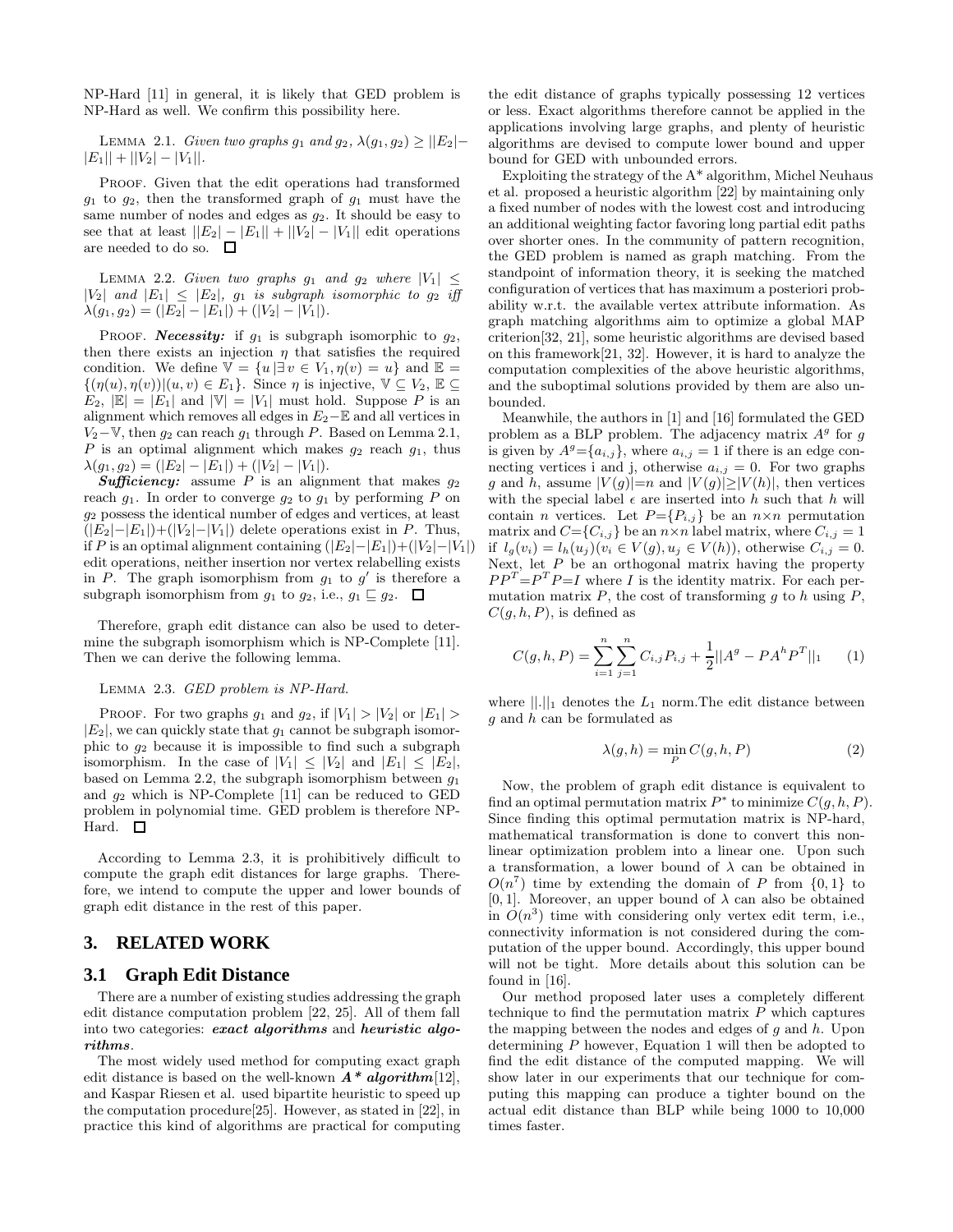NP-Hard [11] in general, it is likely that GED problem is NP-Hard as well. We confirm this possibility here.

LEMMA 2.1. *Given two graphs $g_1$ and $g_2$, $\lambda(g_1, g_2) \geq ||E_2| - |E_1|| + ||V_2| - |V_1||$.*

PROOF. Given that the edit operations had transformed $g_1$ to $g_2$, then the transformed graph of $g_1$ must have the same number of nodes and edges as $g_2$. It should be easy to see that at least $||E_2| - |E_1|| + ||V_2| - |V_1||$ edit operations are needed to do so. □

LEMMA 2.2. *Given two graphs $g_1$ and $g_2$ where $|V_1| \leq |V_2|$ and $|E_1| \leq |E_2|$, $g_1$ is subgraph isomorphic to $g_2$ iff $\lambda(g_1, g_2) = (|E_2| - |E_1|) + (|V_2| - |V_1|)$.*

PROOF. ***Necessity:*** if $g_1$ is subgraph isomorphic to $g_2$, then there exists an injection $\eta$ that satisfies the required condition. We define $\mathbb{V} = \{u \,|\, \exists\, v \in V_1, \eta(v) = u\}$ and $\mathbb{E} = \{(\eta(u), \eta(v)) | (u, v) \in E_1\}$. Since $\eta$ is injective, $\mathbb{V} \subseteq V_2$, $\mathbb{E} \subseteq E_2$, $|\mathbb{E}| = |E_1|$ and $|\mathbb{V}| = |V_1|$ must hold. Suppose $P$ is an alignment which removes all edges in $E_2 - \mathbb{E}$ and all vertices in $V_2 - \mathbb{V}$, then $g_2$ can reach $g_1$ through $P$. Based on Lemma 2.1, $P$ is an optimal alignment which makes $g_2$ reach $g_1$, thus $\lambda(g_1, g_2) = (|E_2| - |E_1|) + (|V_2| - |V_1|)$.

***Sufficiency:*** assume $P$ is an alignment that makes $g_2$ reach $g_1$. In order to converge $g_2$ to $g_1$ by performing $P$ on $g_2$ possess the identical number of edges and vertices, at least $(|E_2| - |E_1|) + (|V_2| - |V_1|)$ delete operations exist in $P$. Thus, if $P$ is an optimal alignment containing $(|E_2| - |E_1|) + (|V_2| - |V_1|)$ edit operations, neither insertion nor vertex relabelling exists in $P$. The graph isomorphism from $g_1$ to $g'$ is therefore a subgraph isomorphism from $g_1$ to $g_2$, i.e., $g_1 \sqsubseteq g_2$. □

Therefore, graph edit distance can also be used to determine the subgraph isomorphism which is NP-Complete [11]. Then we can derive the following lemma.

LEMMA 2.3. *GED problem is NP-Hard.*

PROOF. For two graphs $g_1$ and $g_2$, if $|V_1| > |V_2|$ or $|E_1| > |E_2|$, we can quickly state that $g_1$ cannot be subgraph isomorphic to $g_2$ because it is impossible to find such a subgraph isomorphism. In the case of $|V_1| \leq |V_2|$ and $|E_1| \leq |E_2|$, based on Lemma 2.2, the subgraph isomorphism between $g_1$ and $g_2$ which is NP-Complete [11] can be reduced to GED problem in polynomial time. GED problem is therefore NP-Hard. □

According to Lemma 2.3, it is prohibitively difficult to compute the graph edit distances for large graphs. Therefore, we intend to compute the upper and lower bounds of graph edit distance in the rest of this paper.

## 3. RELATED WORK

### 3.1 Graph Edit Distance

There are a number of existing studies addressing the graph edit distance computation problem [22, 25]. All of them fall into two categories: ***exact algorithms*** and ***heuristic algorithms***.

The most widely used method for computing exact graph edit distance is based on the well-known ***A\* algorithm***[12], and Kaspar Riesen et al. used bipartite heuristic to speed up the computation procedure[25]. However, as stated in [22], in practice this kind of algorithms are practical for computing the edit distance of graphs typically possessing 12 vertices or less. Exact algorithms therefore cannot be applied in the applications involving large graphs, and plenty of heuristic algorithms are devised to compute lower bound and upper bound for GED with unbounded errors.

Exploiting the strategy of the A* algorithm, Michel Neuhaus et al. proposed a heuristic algorithm [22] by maintaining only a fixed number of nodes with the lowest cost and introducing an additional weighting factor favoring long partial edit paths over shorter ones. In the community of pattern recognition, the GED problem is named as graph matching. From the standpoint of information theory, it is seeking the matched configuration of vertices that has maximum a posteriori probability w.r.t. the available vertex attribute information. As graph matching algorithms aim to optimize a global MAP criterion[32, 21], some heuristic algorithms are devised based on this framework[21, 32]. However, it is hard to analyze the computation complexities of the above heuristic algorithms, and the suboptimal solutions provided by them are also unbounded.

Meanwhile, the authors in [1] and [16] formulated the GED problem as a BLP problem. The adjacency matrix $A^g$ for $g$ is given by $A^g = \{a_{i,j}\}$, where $a_{i,j} = 1$ if there is an edge connecting vertices i and j, otherwise $a_{i,j} = 0$. For two graphs $g$ and $h$, assume $|V(g)| = n$ and $|V(g)| \geq |V(h)|$, then vertices with the special label $\epsilon$ are inserted into $h$ such that $h$ will contain $n$ vertices. Let $P = \{P_{i,j}\}$ be an $n \times n$ permutation matrix and $C = \{C_{i,j}\}$ be an $n \times n$ label matrix, where $C_{i,j} = 1$ if $l_g(v_i) = l_h(u_j) (v_i \in V(g), u_j \in V(h))$, otherwise $C_{i,j} = 0$. Next, let $P$ be an orthogonal matrix having the property $PP^T = P^T P = I$ where $I$ is the identity matrix. For each permutation matrix $P$, the cost of transforming $g$ to $h$ using $P$, $C(g, h, P)$, is defined as

$$C(g, h, P) = \sum_{i=1}^{n} \sum_{j=1}^{n} C_{i,j} P_{i,j} + \frac{1}{2} ||A^g - PA^h P^T||_1 \tag{1}$$

where $||.||_1$ denotes the $L_1$ norm. The edit distance between $g$ and $h$ can be formulated as

$$\lambda(g, h) = \min_P C(g, h, P) \tag{2}$$

Now, the problem of graph edit distance is equivalent to find an optimal permutation matrix $P^*$ to minimize $C(g, h, P)$. Since finding this optimal permutation matrix is NP-hard, mathematical transformation is done to convert this nonlinear optimization problem into a linear one. Upon such a transformation, a lower bound of $\lambda$ can be obtained in $O(n^7)$ time by extending the domain of $P$ from $\{0, 1\}$ to $[0, 1]$. Moreover, an upper bound of $\lambda$ can also be obtained in $O(n^3)$ time with considering only vertex edit term, i.e., connectivity information is not considered during the computation of the upper bound. Accordingly, this upper bound will not be tight. More details about this solution can be found in [16].

Our method proposed later uses a completely different technique to find the permutation matrix $P$ which captures the mapping between the nodes and edges of $g$ and $h$. Upon determining $P$ however, Equation 1 will then be adopted to find the edit distance of the computed mapping. We will show later in our experiments that our technique for computing this mapping can produce a tighter bound on the actual edit distance than BLP while being 1000 to 10,000 times faster.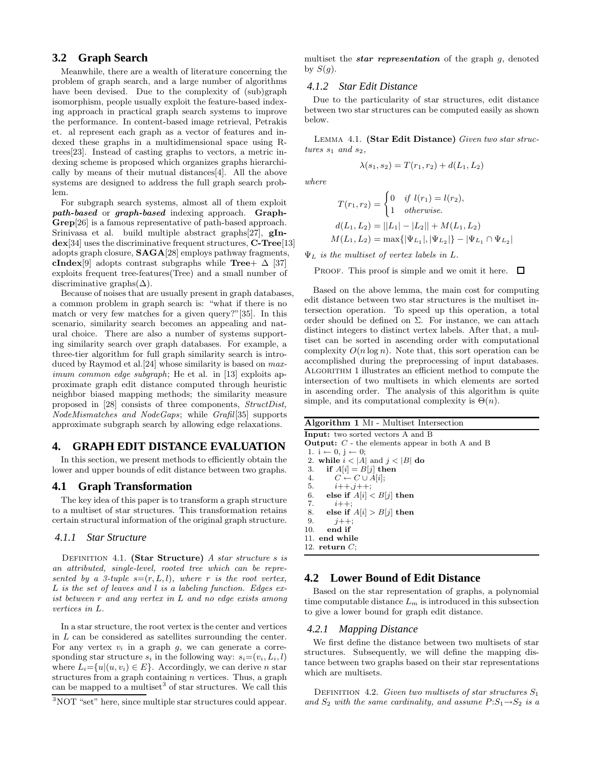## 3.2 Graph Search

Meanwhile, there are a wealth of literature concerning the problem of graph search, and a large number of algorithms have been devised. Due to the complexity of (sub)graph isomorphism, people usually exploit the feature-based indexing approach in practical graph search systems to improve the performance. In content-based image retrieval, Petrakis et. al represent each graph as a vector of features and indexed these graphs in a multidimensional space using R-trees[23]. Instead of casting graphs to vectors, a metric indexing scheme is proposed which organizes graphs hierarchically by means of their mutual distances[4]. All the above systems are designed to address the full graph search problem.

For subgraph search systems, almost all of them exploit ***path-based*** or ***graph-based*** indexing approach. **GraphGrep**[26] is a famous representative of path-based approach. Srinivasa et al. build multiple abstract graphs[27], **gIndex**[34] uses the discriminative frequent structures, **C-Tree**[13] adopts graph closure, **SAGA**[28] employs pathway fragments, **cIndex**[9] adopts contrast subgraphs while **Tree**+ $\Delta$ [37] exploits frequent tree-features(Tree) and a small number of discriminative graphs($\Delta$).

Because of noises that are usually present in graph databases, a common problem in graph search is: "what if there is no match or very few matches for a given query?"[35]. In this scenario, similarity search becomes an appealing and natural choice. There are also a number of systems supporting similarity search over graph databases. For example, a three-tier algorithm for full graph similarity search is introduced by Raymod et al.[24] whose similarity is based on *maximum common edge subgraph*; He et al. in [13] exploits approximate graph edit distance computed through heuristic neighbor biased mapping methods; the similarity measure proposed in [28] consists of three components, *StructDist, NodeMismatches and NodeGaps*; while *Grafil*[35] supports approximate subgraph search by allowing edge relaxations.

# 4. GRAPH EDIT DISTANCE EVALUATION

In this section, we present methods to efficiently obtain the lower and upper bounds of edit distance between two graphs.

## 4.1 Graph Transformation

The key idea of this paper is to transform a graph structure to a multiset of star structures. This transformation retains certain structural information of the original graph structure.

### 4.1.1 Star Structure

DEFINITION 4.1. **(Star Structure)** *A star structure s is an attributed, single-level, rooted tree which can be represented by a 3-tuple $s$=$(r, L, l)$, where $r$ is the root vertex, $L$ is the set of leaves and $l$ is a labeling function. Edges exist between $r$ and any vertex in $L$ and no edge exists among vertices in $L$.*

In a star structure, the root vertex is the center and vertices in $L$ can be considered as satellites surrounding the center. For any vertex $v_i$ in a graph $g$, we can generate a corresponding star structure $s_i$ in the following way: $s_i$=$(v_i, L_i, l)$ where $L_i$=$\{u|(u, v_i) \in E\}$. Accordingly, we can derive $n$ star structures from a graph containing $n$ vertices. Thus, a graph can be mapped to a multiset[3] of star structures. We call this multiset the ***star representation*** of the graph $g$, denoted by $S(g)$.

[3] NOT "set" here, since multiple star structures could appear.

### 4.1.2 Star Edit Distance

Due to the particularity of star structures, edit distance between two star structures can be computed easily as shown below.

LEMMA 4.1. **(Star Edit Distance)** *Given two star structures $s_1$ and $s_2$,*

$$\lambda(s_1, s_2) = T(r_1, r_2) + d(L_1, L_2)$$

*where*

$$T(r_1, r_2) = \begin{cases} 0 & \text{if } l(r_1) = l(r_2), \\ 1 & \text{otherwise.} \end{cases}$$

$$d(L_1, L_2) = ||L_1| - |L_2|| + M(L_1, L_2)$$

$$M(L_1, L_2) = \max\{|\Psi_{L_1}|, |\Psi_{L_2}|\} - |\Psi_{L_1} \cap \Psi_{L_2}|$$

*$\Psi_L$ is the multiset of vertex labels in $L$.*

PROOF. This proof is simple and we omit it here. □

Based on the above lemma, the main cost for computing edit distance between two star structures is the multiset intersection operation. To speed up this operation, a total order should be defined on $\Sigma$. For instance, we can attach distinct integers to distinct vertex labels. After that, a multiset can be sorted in ascending order with computational complexity $O(n \log n)$. Note that, this sort operation can be accomplished during the preprocessing of input databases. ALGORITHM 1 illustrates an efficient method to compute the intersection of two multisets in which elements are sorted in ascending order. The analysis of this algorithm is quite simple, and its computational complexity is $\Theta(n)$.

**Algorithm 1** MI - Multiset Intersection

```
Input: two sorted vectors A and B
Output: C - the elements appear in both A and B
 1. i ← 0, j ← 0;
 2. while i < |A| and j < |B| do
 3.    if A[i] = B[j] then
 4.       C ← C ∪ A[i];
 5.       i++,j++;
 6.    else if A[i] < B[j] then
 7.       i++;
 8.    else if A[i] > B[j] then
 9.       j++;
10.    end if
11. end while
12. return C;
```

## 4.2 Lower Bound of Edit Distance

Based on the star representation of graphs, a polynomial time computable distance $L_m$ is introduced in this subsection to give a lower bound for graph edit distance.

### 4.2.1 Mapping Distance

We first define the distance between two multisets of star structures. Subsequently, we will define the mapping distance between two graphs based on their star representations which are multisets.

DEFINITION 4.2. *Given two multisets of star structures $S_1$ and $S_2$ with the same cardinality, and assume $P$:$S_1 \rightarrow S_2$ is a*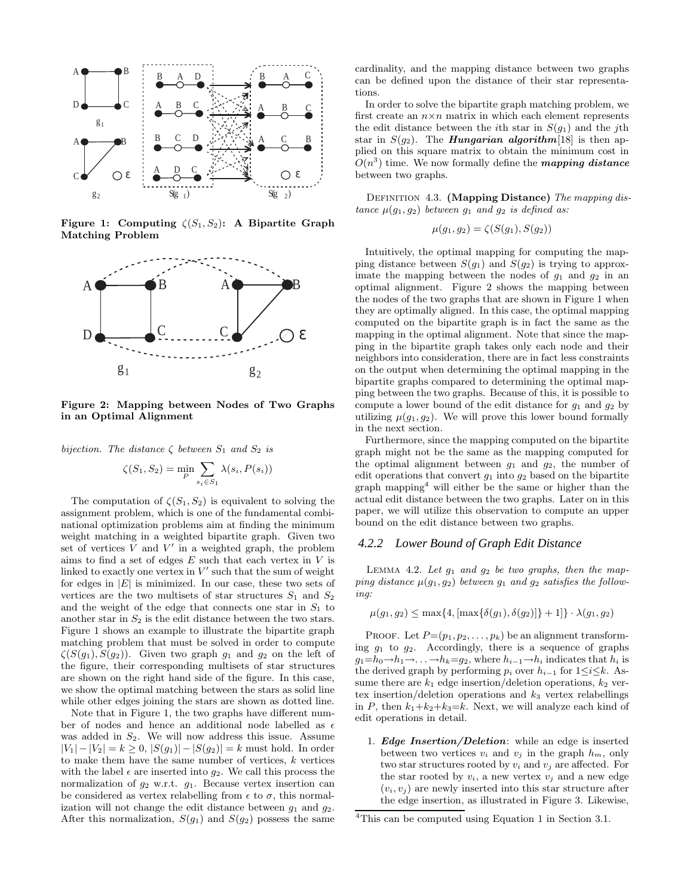Figure 1: Computing $\zeta(S_1, S_2)$: A Bipartite Graph Matching Problem

Figure 2: Mapping between Nodes of Two Graphs in an Optimal Alignment

*bijection. The distance $\zeta$ between $S_1$ and $S_2$ is*

$$\zeta(S_1, S_2) = \min_P \sum_{s_i \in S_1} \lambda(s_i, P(s_i))$$

The computation of $\zeta(S_1, S_2)$ is equivalent to solving the assignment problem, which is one of the fundamental combinational optimization problems aim at finding the minimum weight matching in a weighted bipartite graph. Given two set of vertices $V$ and $V'$ in a weighted graph, the problem aims to find a set of edges $E$ such that each vertex in $V$ is linked to exactly one vertex in $V'$ such that the sum of weight for edges in $|E|$ is minimized. In our case, these two sets of vertices are the two multisets of star structures $S_1$ and $S_2$ and the weight of the edge that connects one star in $S_1$ to another star in $S_2$ is the edit distance between the two stars. Figure 1 shows an example to illustrate the bipartite graph matching problem that must be solved in order to compute $\zeta(S(g_1), S(g_2))$. Given two graph $g_1$ and $g_2$ on the left of the figure, their corresponding multisets of star structures are shown on the right hand side of the figure. In this case, we show the optimal matching between the stars as solid line while other edges joining the stars are shown as dotted line.

Note that in Figure 1, the two graphs have different number of nodes and hence an additional node labelled as $\epsilon$ was added in $S_2$. We will now address this issue. Assume $|V_1| - |V_2| = k \geq 0$, $|S(g_1)| - |S(g_2)| = k$ must hold. In order to make them have the same number of vertices, $k$ vertices with the label $\epsilon$ are inserted into $g_2$. We call this process the normalization of $g_2$ w.r.t. $g_1$. Because vertex insertion can be considered as vertex relabelling from $\epsilon$ to $\sigma$, this normalization will not change the edit distance between $g_1$ and $g_2$. After this normalization, $S(g_1)$ and $S(g_2)$ possess the same cardinality, and the mapping distance between two graphs can be defined upon the distance of their star representations.

In order to solve the bipartite graph matching problem, we first create an $n \times n$ matrix in which each element represents the edit distance between the $i$th star in $S(g_1)$ and the $j$th star in $S(g_2)$. The ***Hungarian algorithm***[18] is then applied on this square matrix to obtain the minimum cost in $O(n^3)$ time. We now formally define the ***mapping distance*** between two graphs.

Definition 4.3. **(Mapping Distance)** *The mapping distance $\mu(g_1, g_2)$ between $g_1$ and $g_2$ is defined as:*

$$\mu(g_1, g_2) = \zeta(S(g_1), S(g_2))$$

Intuitively, the optimal mapping for computing the mapping distance between $S(g_1)$ and $S(g_2)$ is trying to approximate the mapping between the nodes of $g_1$ and $g_2$ in an optimal alignment. Figure 2 shows the mapping between the nodes of the two graphs that are shown in Figure 1 when they are optimally aligned. In this case, the optimal mapping computed on the bipartite graph is in fact the same as the mapping in the optimal alignment. Note that since the mapping in the bipartite graph takes only each node and their neighbors into consideration, there are in fact less constraints on the output when determining the optimal mapping in the bipartite graphs compared to determining the optimal mapping between the two graphs. Because of this, it is possible to compute a lower bound of the edit distance for $g_1$ and $g_2$ by utilizing $\mu(g_1, g_2)$. We will prove this lower bound formally in the next section.

Furthermore, since the mapping computed on the bipartite graph might not be the same as the mapping computed for the optimal alignment between $g_1$ and $g_2$, the number of edit operations that convert $g_1$ into $g_2$ based on the bipartite graph mapping[4] will either be the same or higher than the actual edit distance between the two graphs. Later on in this paper, we will utilize this observation to compute an upper bound on the edit distance between two graphs.

### 4.2.2 Lower Bound of Graph Edit Distance

Lemma 4.2. *Let $g_1$ and $g_2$ be two graphs, then the mapping distance $\mu(g_1, g_2)$ between $g_1$ and $g_2$ satisfies the following:*

$$\mu(g_1, g_2) \leq \max\{4, [\max\{\delta(g_1), \delta(g_2)\}] + 1]\} \cdot \lambda(g_1, g_2)$$

Proof. Let $P=(p_1, p_2, \ldots, p_k)$ be an alignment transforming $g_1$ to $g_2$. Accordingly, there is a sequence of graphs $g_1 = h_0 \rightarrow h_1 \rightarrow \ldots \rightarrow h_k = g_2$, where $h_{i-1} \rightarrow h_i$ indicates that $h_i$ is the derived graph by performing $p_i$ over $h_{i-1}$ for $1 \leq i \leq k$. Assume there are $k_1$ edge insertion/deletion operations, $k_2$ vertex insertion/deletion operations and $k_3$ vertex relabellings in $P$, then $k_1 + k_2 + k_3 = k$. Next, we will analyze each kind of edit operations in detail.

1. ***Edge Insertion/Deletion***: while an edge is inserted between two vertices $v_i$ and $v_j$ in the graph $h_m$, only two star structures rooted by $v_i$ and $v_j$ are affected. For the star rooted by $v_i$, a new vertex $v_j$ and a new edge $(v_i, v_j)$ are newly inserted into this star structure after the edge insertion, as illustrated in Figure 3. Likewise,

[4] This can be computed using Equation 1 in Section 3.1.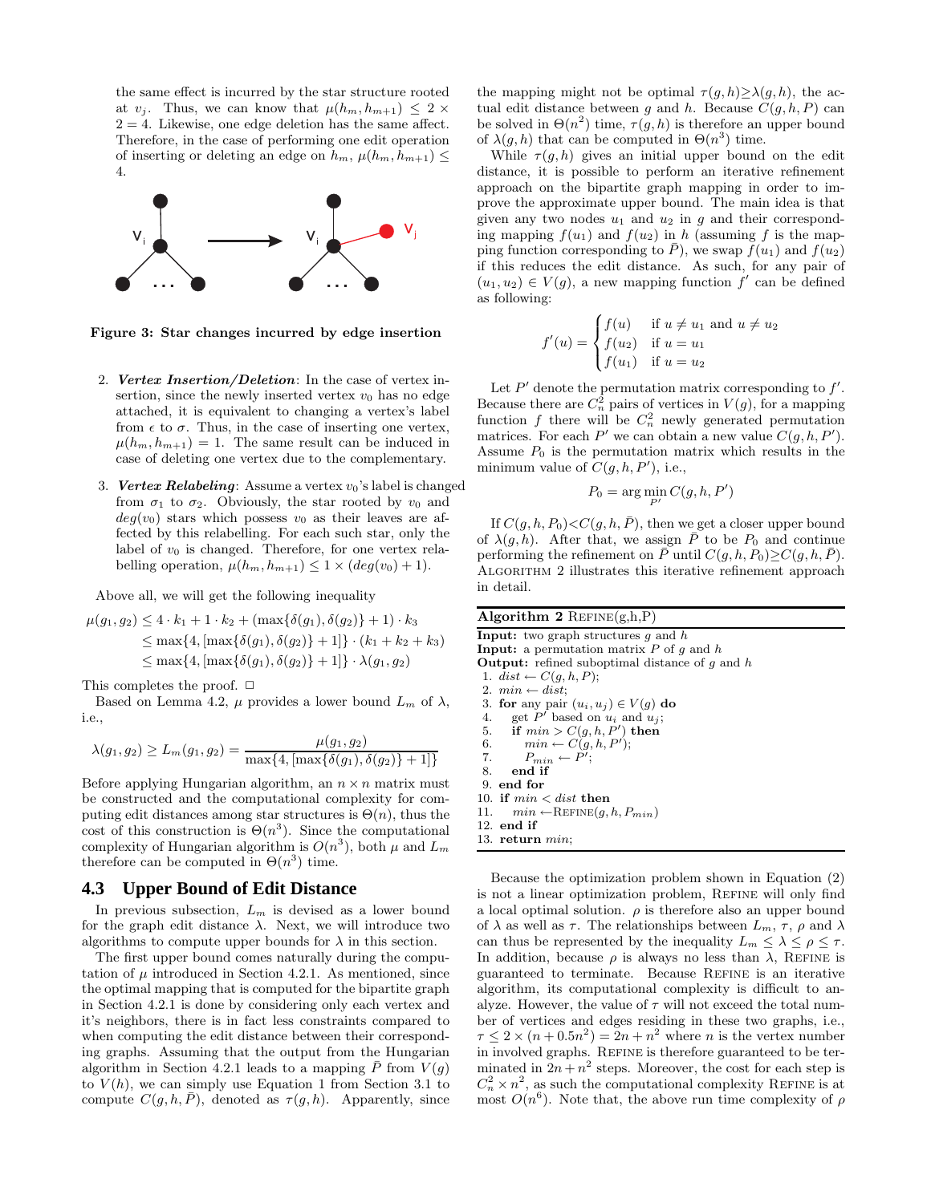the same effect is incurred by the star structure rooted at $v_j$. Thus, we can know that $\mu(h_m, h_{m+1}) \leq 2 \times 2 = 4$. Likewise, one edge deletion has the same affect. Therefore, in the case of performing one edit operation of inserting or deleting an edge on $h_m$, $\mu(h_m, h_{m+1}) \leq 4$.

**Figure 3: Star changes incurred by edge insertion**

2. ***Vertex Insertion/Deletion***: In the case of vertex insertion, since the newly inserted vertex $v_0$ has no edge attached, it is equivalent to changing a vertex's label from $\epsilon$ to $\sigma$. Thus, in the case of inserting one vertex, $\mu(h_m, h_{m+1}) = 1$. The same result can be induced in case of deleting one vertex due to the complementary.

3. ***Vertex Relabeling***: Assume a vertex $v_0$'s label is changed from $\sigma_1$ to $\sigma_2$. Obviously, the star rooted by $v_0$ and $deg(v_0)$ stars which possess $v_0$ as their leaves are affected by this relabelling. For each such star, only the label of $v_0$ is changed. Therefore, for one vertex relabelling operation, $\mu(h_m, h_{m+1}) \leq 1 \times (deg(v_0) + 1)$.

Above all, we will get the following inequality

$$
\begin{aligned}
\mu(g_1, g_2) &\leq 4 \cdot k_1 + 1 \cdot k_2 + (\max\{\delta(g_1), \delta(g_2)\} + 1) \cdot k_3 \\
&\leq \max\{4, [\max\{\delta(g_1), \delta(g_2)\} + 1]\} \cdot (k_1 + k_2 + k_3) \\
&\leq \max\{4, [\max\{\delta(g_1), \delta(g_2)\} + 1]\} \cdot \lambda(g_1, g_2)
\end{aligned}
$$

This completes the proof. □

Based on Lemma 4.2, $\mu$ provides a lower bound $L_m$ of $\lambda$, i.e.,

$$
\lambda(g_1, g_2) \geq L_m(g_1, g_2) = \frac{\mu(g_1, g_2)}{\max\{4, [\max\{\delta(g_1), \delta(g_2)\} + 1]\}}
$$

Before applying Hungarian algorithm, an $n \times n$ matrix must be constructed and the computational complexity for computing edit distances among star structures is $\Theta(n)$, thus the cost of this construction is $\Theta(n^3)$. Since the computational complexity of Hungarian algorithm is $O(n^3)$, both $\mu$ and $L_m$ therefore can be computed in $\Theta(n^3)$ time.

### 4.3 Upper Bound of Edit Distance

In previous subsection, $L_m$ is devised as a lower bound for the graph edit distance $\lambda$. Next, we will introduce two algorithms to compute upper bounds for $\lambda$ in this section.

The first upper bound comes naturally during the computation of $\mu$ introduced in Section 4.2.1. As mentioned, since the optimal mapping that is computed for the bipartite graph in Section 4.2.1 is done by considering only each vertex and it's neighbors, there is in fact less constraints compared to when computing the edit distance between their corresponding graphs. Assuming that the output from the Hungarian algorithm in Section 4.2.1 leads to a mapping $\bar{P}$ from $V(g)$ to $V(h)$, we can simply use Equation 1 from Section 3.1 to compute $C(g, h, \bar{P})$, denoted as $\tau(g, h)$. Apparently, since the mapping might not be optimal $\tau(g, h) \geq \lambda(g, h)$, the actual edit distance between $g$ and $h$. Because $C(g, h, P)$ can be solved in $\Theta(n^2)$ time, $\tau(g, h)$ is therefore an upper bound of $\lambda(g, h)$ that can be computed in $\Theta(n^3)$ time.

While $\tau(g, h)$ gives an initial upper bound on the edit distance, it is possible to perform an iterative refinement approach on the bipartite graph mapping in order to improve the approximate upper bound. The main idea is that given any two nodes $u_1$ and $u_2$ in $g$ and their corresponding mapping $f(u_1)$ and $f(u_2)$ in $h$ (assuming $f$ is the mapping function corresponding to $\bar{P}$), we swap $f(u_1)$ and $f(u_2)$ if this reduces the edit distance. As such, for any pair of $(u_1, u_2) \in V(g)$, a new mapping function $f'$ can be defined as following:

$$
f'(u) = \begin{cases} f(u) & \text{if } u \neq u_1 \text{ and } u \neq u_2 \\ f(u_2) & \text{if } u = u_1 \\ f(u_1) & \text{if } u = u_2 \end{cases}
$$

Let $P'$ denote the permutation matrix corresponding to $f'$. Because there are $C_n^2$ pairs of vertices in $V(g)$, for a mapping function $f$ there will be $C_n^2$ newly generated permutation matrices. For each $P'$ we can obtain a new value $C(g, h, P')$. Assume $P_0$ is the permutation matrix which results in the minimum value of $C(g, h, P')$, i.e.,

$$
P_0 = \arg\min_{P'} C(g, h, P')
$$

If $C(g, h, P_0) < C(g, h, \bar{P})$, then we get a closer upper bound of $\lambda(g, h)$. After that, we assign $\bar{P}$ to be $P_0$ and continue performing the refinement on $\bar{P}$ until $C(g, h, P_0) \geq C(g, h, \bar{P})$. Algorithm 2 illustrates this iterative refinement approach in detail.

**Algorithm 2** Refine(g,h,P)

```
Input: two graph structures g and h
Input: a permutation matrix P of g and h
Output: refined suboptimal distance of g and h
 1. dist ← C(g, h, P);
 2. min ← dist;
 3. for any pair (u_i, u_j) ∈ V(g) do
 4.    get P' based on u_i and u_j;
 5.    if min > C(g, h, P') then
 6.       min ← C(g, h, P');
 7.       P_min ← P';
 8.    end if
 9. end for
10. if min < dist then
11.    min ← Refine(g, h, P_min)
12. end if
13. return min;
```

Because the optimization problem shown in Equation (2) is not a linear optimization problem, Refine will only find a local optimal solution. $\rho$ is therefore also an upper bound of $\lambda$ as well as $\tau$. The relationships between $L_m$, $\tau$, $\rho$ and $\lambda$ can thus be represented by the inequality $L_m \leq \lambda \leq \rho \leq \tau$. In addition, because $\rho$ is always no less than $\lambda$, Refine is guaranteed to terminate. Because Refine is an iterative algorithm, its computational complexity is difficult to analyze. However, the value of $\tau$ will not exceed the total number of vertices and edges residing in these two graphs, i.e., $\tau \leq 2 \times (n + 0.5n^2) = 2n + n^2$ where $n$ is the vertex number in involved graphs. Refine is therefore guaranteed to be terminated in $2n + n^2$ steps. Moreover, the cost for each step is $C_n^2 \times n^2$, as such the computational complexity Refine is at most $O(n^6)$. Note that, the above run time complexity of $\rho$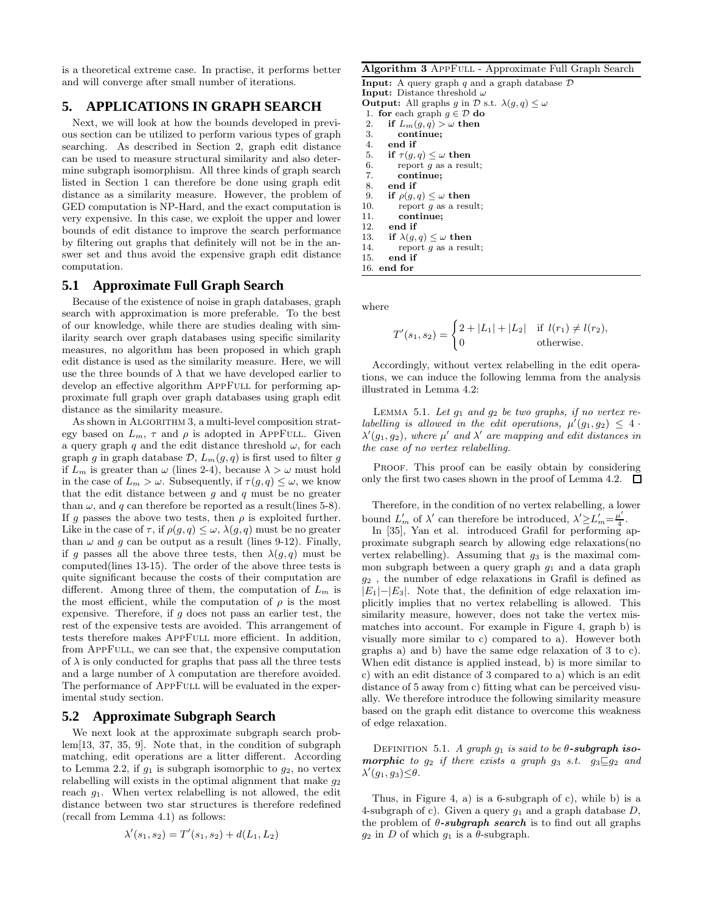is a theoretical extreme case. In practise, it performs better and will converge after small number of iterations.

## 5. APPLICATIONS IN GRAPH SEARCH

Next, we will look at how the bounds developed in previous section can be utilized to perform various types of graph searching. As described in Section 2, graph edit distance can be used to measure structural similarity and also determine subgraph isomorphism. All three kinds of graph search listed in Section 1 can therefore be done using graph edit distance as a similarity measure. However, the problem of GED computation is NP-Hard, and the exact computation is very expensive. In this case, we exploit the upper and lower bounds of edit distance to improve the search performance by filtering out graphs that definitely will not be in the answer set and thus avoid the expensive graph edit distance computation.

### 5.1 Approximate Full Graph Search

Because of the existence of noise in graph databases, graph search with approximation is more preferable. To the best of our knowledge, while there are studies dealing with similarity search over graph databases using specific similarity measures, no algorithm has been proposed in which graph edit distance is used as the similarity measure. Here, we will use the three bounds of $\lambda$ that we have developed earlier to develop an effective algorithm AppFull for performing approximate full graph over graph databases using graph edit distance as the similarity measure.

As shown in Algorithm 3, a multi-level composition strategy based on $L_m$, $\tau$ and $\rho$ is adopted in AppFull. Given a query graph $q$ and the edit distance threshold $\omega$, for each graph $g$ in graph database $\mathcal{D}$, $L_m(g, q)$ is first used to filter $g$ if $L_m$ is greater than $\omega$ (lines 2-4), because $\lambda > \omega$ must hold in the case of $L_m > \omega$. Subsequently, if $\tau(g, q) \leq \omega$, we know that the edit distance between $g$ and $q$ must be no greater than $\omega$, and $q$ can therefore be reported as a result(lines 5-8). If $g$ passes the above two tests, then $\rho$ is exploited further. Like in the case of $\tau$, if $\rho(g, q) \leq \omega$, $\lambda(g, q)$ must be no greater than $\omega$ and $g$ can be output as a result (lines 9-12). Finally, if $g$ passes all the above three tests, then $\lambda(g, q)$ must be computed(lines 13-15). The order of the above three tests is quite significant because the costs of their computation are different. Among three of them, the computation of $L_m$ is the most efficient, while the computation of $\rho$ is the most expensive. Therefore, if $g$ does not pass an earlier test, the rest of the expensive tests are avoided. This arrangement of tests therefore makes AppFull more efficient. In addition, from AppFull, we can see that, the expensive computation of $\lambda$ is only conducted for graphs that pass all the three tests and a large number of $\lambda$ computation are therefore avoided. The performance of AppFull will be evaluated in the experimental study section.

**Algorithm 3** AppFull - Approximate Full Graph Search

```
Input: A query graph q and a graph database D
Input: Distance threshold ω
Output: All graphs g in D s.t. λ(g, q) ≤ ω
 1. for each graph g ∈ D do
 2.    if L_m(g, q) > ω then
 3.       continue;
 4.    end if
 5.    if τ(g, q) ≤ ω then
 6.       report g as a result;
 7.       continue;
 8.    end if
 9.    if ρ(g, q) ≤ ω then
10.       report g as a result;
11.       continue;
12.    end if
13.    if λ(g, q) ≤ ω then
14.       report g as a result;
15.    end if
16. end for
```

### 5.2 Approximate Subgraph Search

We next look at the approximate subgraph search problem[13, 37, 35, 9]. Note that, in the condition of subgraph matching, edit operations are a litter different. According to Lemma 2.2, if $g_1$ is subgraph isomorphic to $g_2$, no vertex relabelling will exists in the optimal alignment that make $g_2$ reach $g_1$. When vertex relabelling is not allowed, the edit distance between two star structures is therefore redefined (recall from Lemma 4.1) as follows:

$$\lambda'(s_1, s_2) = T'(s_1, s_2) + d(L_1, L_2)$$

where

$$T'(s_1, s_2) = \begin{cases} 2 + |L_1| + |L_2| & \text{if } l(r_1) \neq l(r_2), \\ 0 & \text{otherwise.} \end{cases}$$

Accordingly, without vertex relabelling in the edit operations, we can induce the following lemma from the analysis illustrated in Lemma 4.2:

Lemma 5.1. *Let $g_1$ and $g_2$ be two graphs, if no vertex relabelling is allowed in the edit operations, $\mu'(g_1, g_2) \leq 4 \cdot \lambda'(g_1, g_2)$, where $\mu'$ and $\lambda'$ are mapping and edit distances in the case of no vertex relabelling.*

Proof. This proof can be easily obtain by considering only the first two cases shown in the proof of Lemma 4.2. □

Therefore, in the condition of no vertex relabelling, a lower bound $L'_m$ of $\lambda'$ can therefore be introduced, $\lambda' \geq L'_m = \frac{\mu'}{4}$.

In [35], Yan et al. introduced Grafil for performing approximate subgraph search by allowing edge relaxations(no vertex relabelling). Assuming that $g_3$ is the maximal common subgraph between a query graph $g_1$ and a data graph $g_2$ , the number of edge relaxations in Grafil is defined as $|E_1| - |E_3|$. Note that, the definition of edge relaxation implicitly implies that no vertex relabelling is allowed. This similarity measure, however, does not take the vertex mismatches into account. For example in Figure 4, graph b) is visually more similar to c) compared to a). However both graphs a) and b) have the same edge relaxation of 3 to c). When edit distance is applied instead, b) is more similar to c) with an edit distance of 3 compared to a) which is an edit distance of 5 away from c) fitting what can be perceived visually. We therefore introduce the following similarity measure based on the graph edit distance to overcome this weakness of edge relaxation.

Definition 5.1. *A graph $g_1$ is said to be **$\theta$-subgraph isomorphic** to $g_2$ if there exists a graph $g_3$ s.t. $g_3 \sqsubseteq g_2$ and $\lambda'(g_1, g_3) \leq \theta$.*

Thus, in Figure 4, a) is a 6-subgraph of c), while b) is a 4-subgraph of c). Given a query $g_1$ and a graph database $D$, the problem of ***$\theta$-subgraph search*** is to find out all graphs $g_2$ in $D$ of which $g_1$ is a $\theta$-subgraph.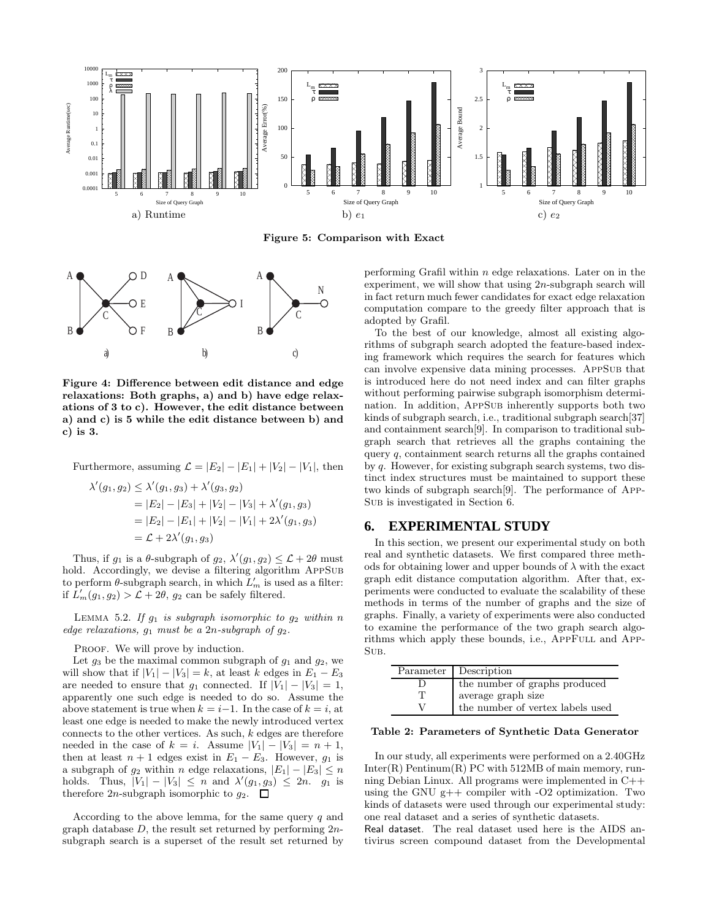Figure 5: Comparison with Exact

a) Runtime  b) $e_1$  c) $e_2$

Figure 4: Difference between edit distance and edge relaxations: Both graphs, a) and b) have edge relaxations of 3 to c). However, the edit distance between a) and c) is 5 while the edit distance between b) and c) is 3.

Furthermore, assuming $\mathcal{L} = |E_2| - |E_1| + |V_2| - |V_1|$, then

$$\begin{aligned}
\lambda'(g_1, g_2) &\leq \lambda'(g_1, g_3) + \lambda'(g_3, g_2) \\
&= |E_2| - |E_3| + |V_2| - |V_3| + \lambda'(g_1, g_3) \\
&= |E_2| - |E_1| + |V_2| - |V_1| + 2\lambda'(g_1, g_3) \\
&= \mathcal{L} + 2\lambda'(g_1, g_3)
\end{aligned}$$

Thus, if $g_1$ is a $\theta$-subgraph of $g_2$, $\lambda'(g_1, g_2) \leq \mathcal{L} + 2\theta$ must hold. Accordingly, we devise a filtering algorithm AppSub to perform $\theta$-subgraph search, in which $L'_m$ is used as a filter: if $L'_m(g_1, g_2) > \mathcal{L} + 2\theta$, $g_2$ can be safely filtered.

Lemma 5.2. *If $g_1$ is subgraph isomorphic to $g_2$ within $n$ edge relaxations, $g_1$ must be a $2n$-subgraph of $g_2$.*

Proof. We will prove by induction.

Let $g_3$ be the maximal common subgraph of $g_1$ and $g_2$, we will show that if $|V_1| - |V_3| = k$, at least $k$ edges in $E_1 - E_3$ are needed to ensure that $g_1$ connected. If $|V_1| - |V_3| = 1$, apparently one such edge is needed to do so. Assume the above statement is true when $k = i-1$. In the case of $k = i$, at least one edge is needed to make the newly introduced vertex connects to the other vertices. As such, $k$ edges are therefore needed in the case of $k = i$. Assume $|V_1| - |V_3| = n + 1$, then at least $n + 1$ edges exist in $E_1 - E_3$. However, $g_1$ is a subgraph of $g_2$ within $n$ edge relaxations, $|E_1| - |E_3| \leq n$ holds. Thus, $|V_1| - |V_3| \leq n$ and $\lambda'(g_1, g_3) \leq 2n$. $g_1$ is therefore $2n$-subgraph isomorphic to $g_2$. □

According to the above lemma, for the same query $q$ and graph database $D$, the result set returned by performing $2n$-subgraph search is a superset of the result set returned by performing Grafil within $n$ edge relaxations. Later on in the experiment, we will show that using $2n$-subgraph search will in fact return much fewer candidates for exact edge relaxation computation compare to the greedy filter approach that is adopted by Grafil.

To the best of our knowledge, almost all existing algorithms of subgraph search adopted the feature-based indexing framework which requires the search for features which can involve expensive data mining processes. AppSub that is introduced here do not need index and can filter graphs without performing pairwise subgraph isomorphism determination. In addition, AppSub inherently supports both two kinds of subgraph search, i.e., traditional subgraph search[37] and containment search[9]. In comparison to traditional subgraph search that retrieves all the graphs containing the query $q$, containment search returns all the graphs contained by $q$. However, for existing subgraph search systems, two distinct index structures must be maintained to support these two kinds of subgraph search[9]. The performance of AppSub is investigated in Section 6.

## 6. EXPERIMENTAL STUDY

In this section, we present our experimental study on both real and synthetic datasets. We first compared three methods for obtaining lower and upper bounds of $\lambda$ with the exact graph edit distance computation algorithm. After that, experiments were conducted to evaluate the scalability of these methods in terms of the number of graphs and the size of graphs. Finally, a variety of experiments were also conducted to examine the performance of the two graph search algorithms which apply these bounds, i.e., AppFull and AppSub.

| Parameter | Description |
|---|---|
| D | the number of graphs produced |
| T | average graph size |
| V | the number of vertex labels used |

**Table 2: Parameters of Synthetic Data Generator**

In our study, all experiments were performed on a 2.40GHz Inter(R) Pentinum(R) PC with 512MB of main memory, running Debian Linux. All programs were implemented in C++ using the GNU g++ compiler with -O2 optimization. Two kinds of datasets were used through our experimental study: one real dataset and a series of synthetic datasets.

Real dataset. The real dataset used here is the AIDS antivirus screen compound dataset from the Developmental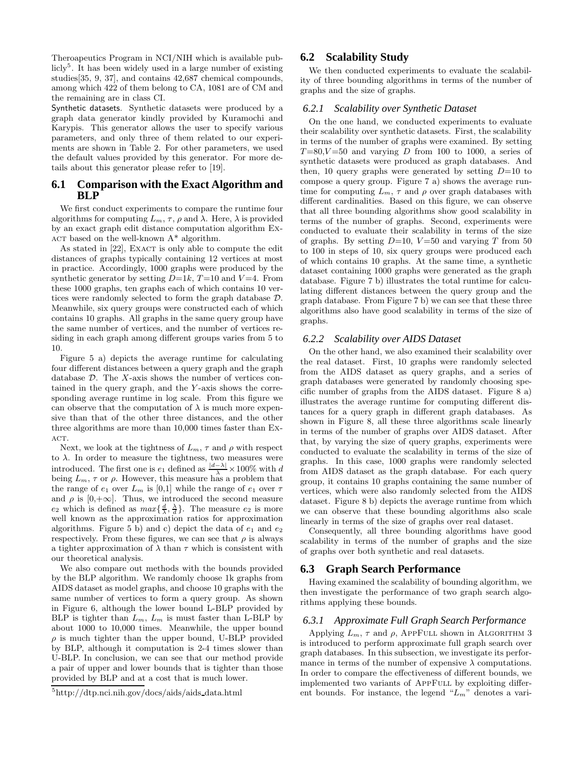Theroapeutics Program in NCI/NIH which is available publicly[5]. It has been widely used in a large number of existing studies[35, 9, 37], and contains 42,687 chemical compounds, among which 422 of them belong to CA, 1081 are of CM and the remaining are in class CI.

Synthetic datasets. Synthetic datasets were produced by a graph data generator kindly provided by Kuramochi and Karypis. This generator allows the user to specify various parameters, and only three of them related to our experiments are shown in Table 2. For other parameters, we used the default values provided by this generator. For more details about this generator please refer to [19].

## 6.1 Comparison with the Exact Algorithm and BLP

We first conduct experiments to compare the runtime four algorithms for computing $L_m$, $\tau$, $\rho$ and $\lambda$. Here, $\lambda$ is provided by an exact graph edit distance computation algorithm Exact based on the well-known A* algorithm.

As stated in [22], Exact is only able to compute the edit distances of graphs typically containing 12 vertices at most in practice. Accordingly, 1000 graphs were produced by the synthetic generator by setting $D$=1k, $T$=10 and $V$=4. From these 1000 graphs, ten graphs each of which contains 10 vertices were randomly selected to form the graph database $\mathcal{D}$. Meanwhile, six query groups were constructed each of which contains 10 graphs. All graphs in the same query group have the same number of vertices, and the number of vertices residing in each graph among different groups varies from 5 to 10.

Figure 5 a) depicts the average runtime for calculating four different distances between a query graph and the graph database $\mathcal{D}$. The $X$-axis shows the number of vertices contained in the query graph, and the $Y$-axis shows the corresponding average runtime in log scale. From this figure we can observe that the computation of $\lambda$ is much more expensive than that of the other three distances, and the other three algorithms are more than 10,000 times faster than Exact.

Next, we look at the tightness of $L_m$, $\tau$ and $\rho$ with respect to $\lambda$. In order to measure the tightness, two measures were introduced. The first one is $e_1$ defined as $\frac{|d-\lambda|}{\lambda} \times 100\%$ with $d$ being $L_m$, $\tau$ or $\rho$. However, this measure has a problem that the range of $e_1$ over $L_m$ is [0,1] while the range of $e_1$ over $\tau$ and $\rho$ is $[0,+\infty]$. Thus, we introduced the second measure $e_2$ which is defined as $max\{\frac{d}{\lambda}, \frac{\lambda}{d}\}$. The measure $e_2$ is more well known as the approximation ratios for approximation algorithms. Figure 5 b) and c) depict the data of $e_1$ and $e_2$ respectively. From these figures, we can see that $\rho$ is always a tighter approximation of $\lambda$ than $\tau$ which is consistent with our theoretical analysis.

We also compare out methods with the bounds provided by the BLP algorithm. We randomly choose 1k graphs from AIDS dataset as model graphs, and choose 10 graphs with the same number of vertices to form a query group. As shown in Figure 6, although the lower bound L-BLP provided by BLP is tighter than $L_m$, $L_m$ is must faster than L-BLP by about 1000 to 10,000 times. Meanwhile, the upper bound $\rho$ is much tighter than the upper bound, U-BLP provided by BLP, although it computation is 2-4 times slower than U-BLP. In conclusion, we can see that our method provide a pair of upper and lower bounds that is tighter than those provided by BLP and at a cost that is much lower.

[5]http://dtp.nci.nih.gov/docs/aids/aids_data.html

## 6.2 Scalability Study

We then conducted experiments to evaluate the scalability of three bounding algorithms in terms of the number of graphs and the size of graphs.

### 6.2.1 Scalability over Synthetic Dataset

On the one hand, we conducted experiments to evaluate their scalability over synthetic datasets. First, the scalability in terms of the number of graphs were examined. By setting $T$=80,$V$=50 and varying $D$ from 100 to 1000, a series of synthetic datasets were produced as graph databases. And then, 10 query graphs were generated by setting $D$=10 to compose a query group. Figure 7 a) shows the average runtime for computing $L_m$, $\tau$ and $\rho$ over graph databases with different cardinalities. Based on this figure, we can observe that all three bounding algorithms show good scalability in terms of the number of graphs. Second, experiments were conducted to evaluate their scalability in terms of the size of graphs. By setting $D$=10, $V$=50 and varying $T$ from 50 to 100 in steps of 10, six query groups were produced each of which contains 10 graphs. At the same time, a synthetic dataset containing 1000 graphs were generated as the graph database. Figure 7 b) illustrates the total runtime for calculating different distances between the query group and the graph database. From Figure 7 b) we can see that these three algorithms also have good scalability in terms of the size of graphs.

### 6.2.2 Scalability over AIDS Dataset

On the other hand, we also examined their scalability over the real dataset. First, 10 graphs were randomly selected from the AIDS dataset as query graphs, and a series of graph databases were generated by randomly choosing specific number of graphs from the AIDS dataset. Figure 8 a) illustrates the average runtime for computing different distances for a query graph in different graph databases. As shown in Figure 8, all these three algorithms scale linearly in terms of the number of graphs over AIDS dataset. After that, by varying the size of query graphs, experiments were conducted to evaluate the scalability in terms of the size of graphs. In this case, 1000 graphs were randomly selected from AIDS dataset as the graph database. For each query group, it contains 10 graphs containing the same number of vertices, which were also randomly selected from the AIDS dataset. Figure 8 b) depicts the average runtime from which we can observe that these bounding algorithms also scale linearly in terms of the size of graphs over real dataset.

Consequently, all three bounding algorithms have good scalability in terms of the number of graphs and the size of graphs over both synthetic and real datasets.

## 6.3 Graph Search Performance

Having examined the scalability of bounding algorithm, we then investigate the performance of two graph search algorithms applying these bounds.

### 6.3.1 Approximate Full Graph Search Performance

Applying $L_m$, $\tau$ and $\rho$, AppFull shown in Algorithm 3 is introduced to perform approximate full graph search over graph databases. In this subsection, we investigate its performance in terms of the number of expensive $\lambda$ computations. In order to compare the effectiveness of different bounds, we implemented two variants of AppFull by exploiting different bounds. For instance, the legend "$L_m$" denotes a vari-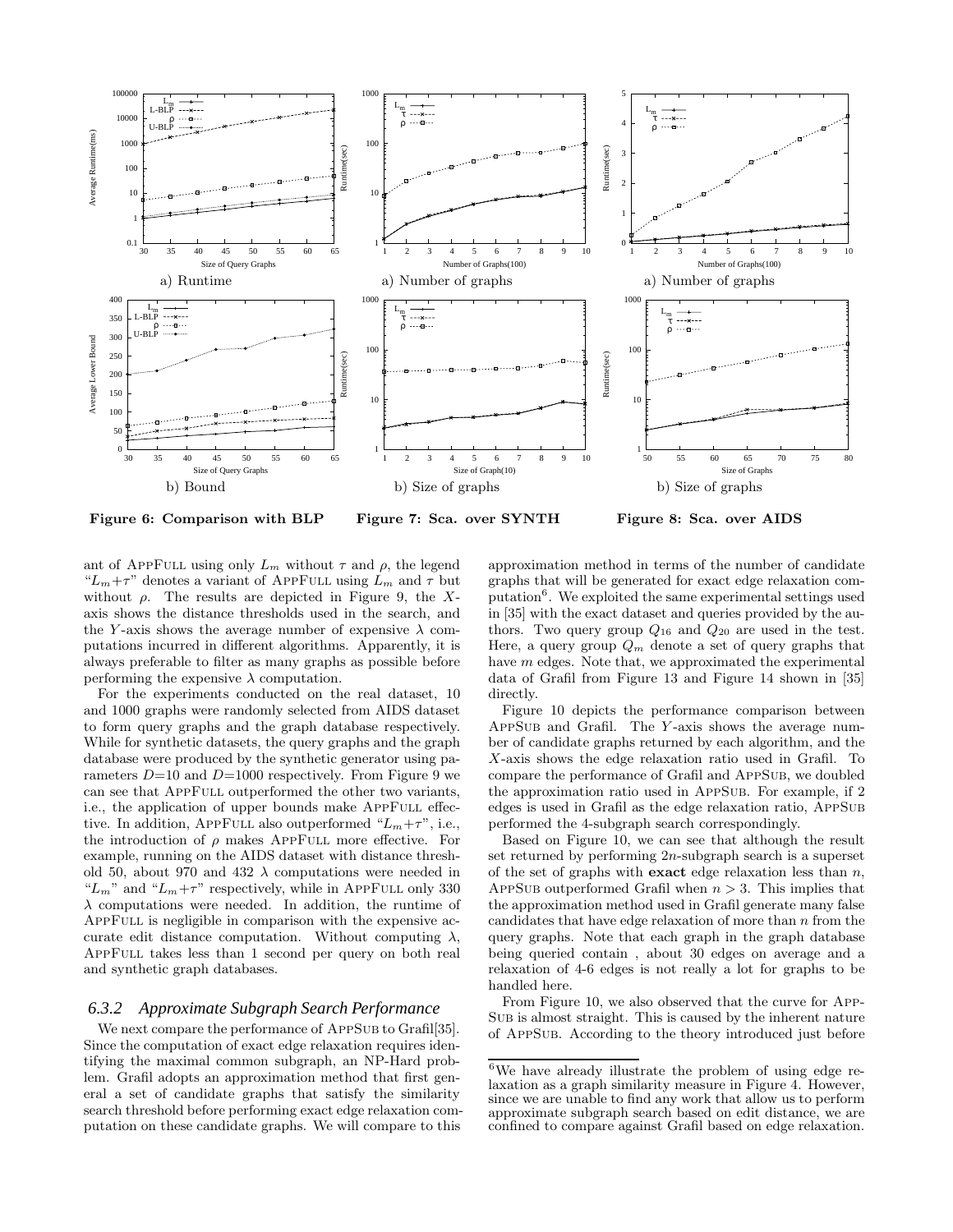a) Runtime

b) Bound

**Figure 6: Comparison with BLP**

a) Number of graphs

b) Size of graphs

**Figure 7: Sca. over SYNTH**

a) Number of graphs

b) Size of graphs

**Figure 8: Sca. over AIDS**

ant of AppFull using only $L_m$ without $\tau$ and $\rho$, the legend "$L_m$+$\tau$" denotes a variant of AppFull using $L_m$ and $\tau$ but without $\rho$. The results are depicted in Figure 9, the $X$-axis shows the distance thresholds used in the search, and the $Y$-axis shows the average number of expensive $\lambda$ computations incurred in different algorithms. Apparently, it is always preferable to filter as many graphs as possible before performing the expensive $\lambda$ computation.

For the experiments conducted on the real dataset, 10 and 1000 graphs were randomly selected from AIDS dataset to form query graphs and the graph database respectively. While for synthetic datasets, the query graphs and the graph database were produced by the synthetic generator using parameters $D$=10 and $D$=1000 respectively. From Figure 9 we can see that AppFull outperformed the other two variants, i.e., the application of upper bounds make AppFull effective. In addition, AppFull also outperformed "$L_m$+$\tau$", i.e., the introduction of $\rho$ makes AppFull more effective. For example, running on the AIDS dataset with distance threshold 50, about 970 and 432 $\lambda$ computations were needed in "$L_m$" and "$L_m$+$\tau$" respectively, while in AppFull only 330 $\lambda$ computations were needed. In addition, the runtime of AppFull is negligible in comparison with the expensive accurate edit distance computation. Without computing $\lambda$, AppFull takes less than 1 second per query on both real and synthetic graph databases.

### 6.3.2 Approximate Subgraph Search Performance

We next compare the performance of AppSub to Grafil[35]. Since the computation of exact edge relaxation requires identifying the maximal common subgraph, an NP-Hard problem. Grafil adopts an approximation method that first general a set of candidate graphs that satisfy the similarity search threshold before performing exact edge relaxation computation on these candidate graphs. We will compare to this approximation method in terms of the number of candidate graphs that will be generated for exact edge relaxation computation[6]. We exploited the same experimental settings used in [35] with the exact dataset and queries provided by the authors. Two query group $Q_{16}$ and $Q_{20}$ are used in the test. Here, a query group $Q_m$ denote a set of query graphs that have $m$ edges. Note that, we approximated the experimental data of Grafil from Figure 13 and Figure 14 shown in [35] directly.

Figure 10 depicts the performance comparison between AppSub and Grafil. The $Y$-axis shows the average number of candidate graphs returned by each algorithm, and the $X$-axis shows the edge relaxation ratio used in Grafil. To compare the performance of Grafil and AppSub, we doubled the approximation ratio used in AppSub. For example, if 2 edges is used in Grafil as the edge relaxation ratio, AppSub performed the 4-subgraph search correspondingly.

Based on Figure 10, we can see that although the result set returned by performing $2n$-subgraph search is a superset of the set of graphs with **exact** edge relaxation less than $n$, AppSub outperformed Grafil when $n > 3$. This implies that the approximation method used in Grafil generate many false candidates that have edge relaxation of more than $n$ from the query graphs. Note that each graph in the graph database being queried contain , about 30 edges on average and a relaxation of 4-6 edges is not really a lot for graphs to be handled here.

From Figure 10, we also observed that the curve for AppSub is almost straight. This is caused by the inherent nature of AppSub. According to the theory introduced just before

[6]We have already illustrate the problem of using edge relaxation as a graph similarity measure in Figure 4. However, since we are unable to find any work that allow us to perform approximate subgraph search based on edit distance, we are confined to compare against Grafil based on edge relaxation.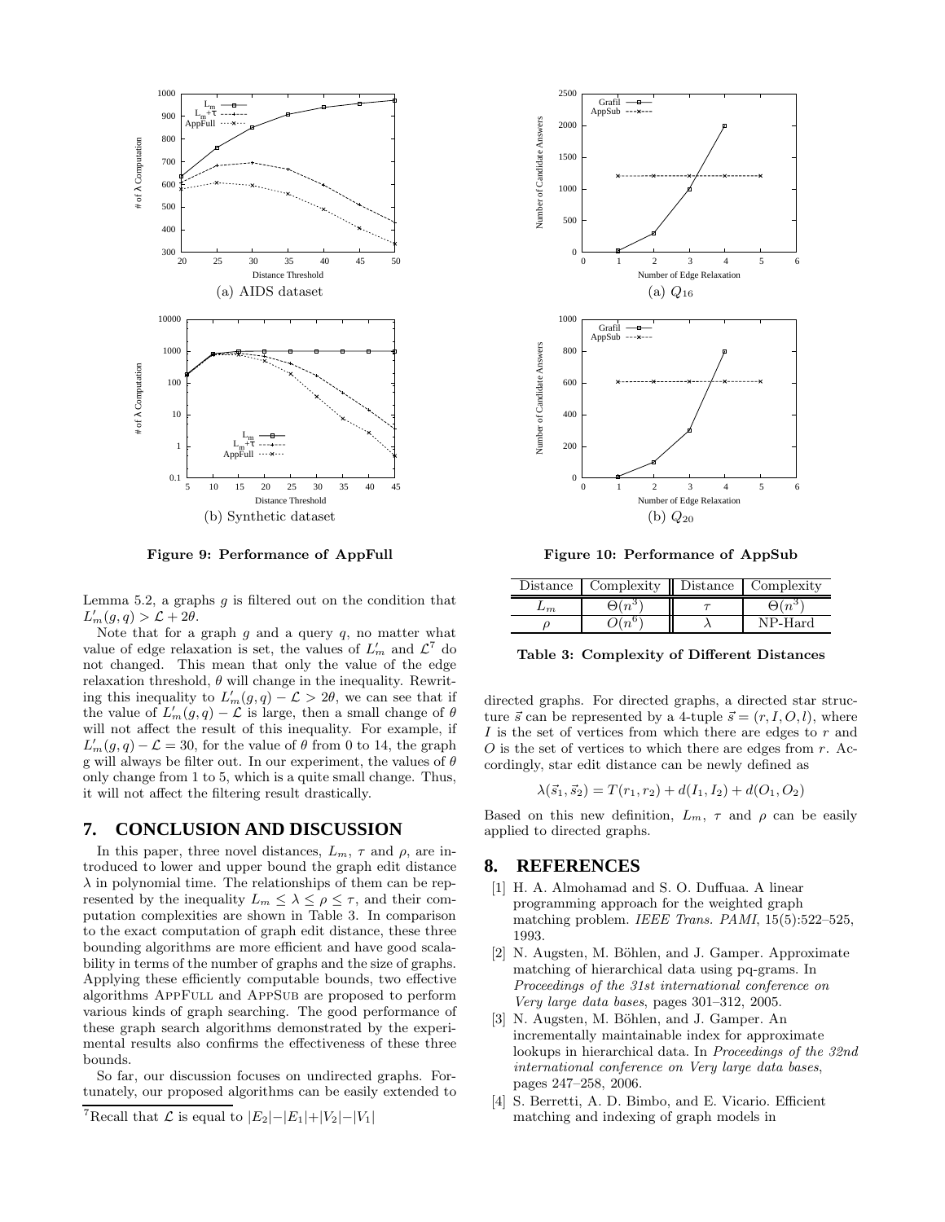Figure 9: Performance of AppFull

Figure 10: Performance of AppSub

Lemma 5.2, a graphs $g$ is filtered out on the condition that $L'_m(g, q) > \mathcal{L} + 2\theta$.

Note that for a graph $g$ and a query $q$, no matter what value of edge relaxation is set, the values of $L'_m$ and $\mathcal{L}$[7] do not changed. This mean that only the value of the edge relaxation threshold, $\theta$ will change in the inequality. Rewriting this inequality to $L'_m(g, q) - \mathcal{L} > 2\theta$, we can see that if the value of $L'_m(g, q) - \mathcal{L}$ is large, then a small change of $\theta$ will not affect the result of this inequality. For example, if $L'_m(g, q) - \mathcal{L} = 30$, for the value of $\theta$ from 0 to 14, the graph g will always be filter out. In our experiment, the values of $\theta$ only change from 1 to 5, which is a quite small change. Thus, it will not affect the filtering result drastically.

## 7. CONCLUSION AND DISCUSSION

In this paper, three novel distances, $L_m$, $\tau$ and $\rho$, are introduced to lower and upper bound the graph edit distance $\lambda$ in polynomial time. The relationships of them can be represented by the inequality $L_m \leq \lambda \leq \rho \leq \tau$, and their computation complexities are shown in Table 3. In comparison to the exact computation of graph edit distance, these three bounding algorithms are more efficient and have good scalability in terms of the number of graphs and the size of graphs. Applying these efficiently computable bounds, two effective algorithms AppFull and AppSub are proposed to perform various kinds of graph searching. The good performance of these graph search algorithms demonstrated by the experimental results also confirms the effectiveness of these three bounds.

So far, our discussion focuses on undirected graphs. Fortunately, our proposed algorithms can be easily extended to directed graphs. For directed graphs, a directed star structure $\vec{s}$ can be represented by a 4-tuple $\vec{s} = (r, I, O, l)$, where $I$ is the set of vertices from which there are edges to $r$ and $O$ is the set of vertices to which there are edges from $r$. Accordingly, star edit distance can be newly defined as

$$\lambda(\vec{s}_1, \vec{s}_2) = T(r_1, r_2) + d(I_1, I_2) + d(O_1, O_2)$$

Based on this new definition, $L_m$, $\tau$ and $\rho$ can be easily applied to directed graphs.

[7]Recall that $\mathcal{L}$ is equal to $|E_2| - |E_1| + |V_2| - |V_1|$

| Distance | Complexity | Distance | Complexity |
|---|---|---|---|
| $L_m$ | $\Theta(n^3)$ | $\tau$ | $\Theta(n^3)$ |
| $\rho$ | $O(n^6)$ | $\lambda$ | NP-Hard |

Table 3: Complexity of Different Distances

## 8. REFERENCES

[1] H. A. Almohamad and S. O. Duffuaa. A linear programming approach for the weighted graph matching problem. *IEEE Trans. PAMI*, 15(5):522–525, 1993.

[2] N. Augsten, M. Böhlen, and J. Gamper. Approximate matching of hierarchical data using pq-grams. In *Proceedings of the 31st international conference on Very large data bases*, pages 301–312, 2005.

[3] N. Augsten, M. Böhlen, and J. Gamper. An incrementally maintainable index for approximate lookups in hierarchical data. In *Proceedings of the 32nd international conference on Very large data bases*, pages 247–258, 2006.

[4] S. Berretti, A. D. Bimbo, and E. Vicario. Efficient matching and indexing of graph models in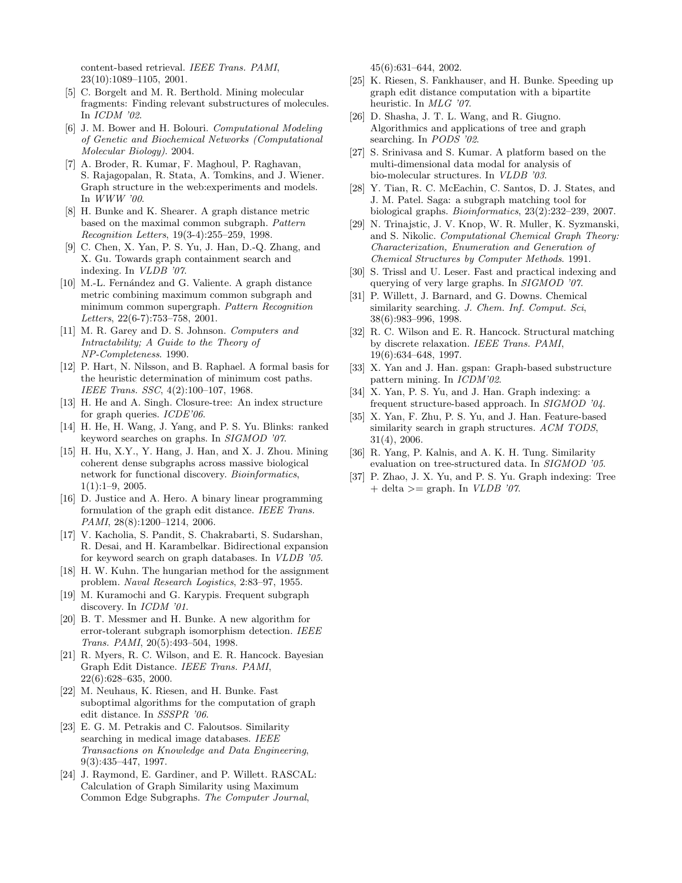content-based retrieval. *IEEE Trans. PAMI*, 23(10):1089–1105, 2001.

[5] C. Borgelt and M. R. Berthold. Mining molecular fragments: Finding relevant substructures of molecules. In *ICDM '02*.

[6] J. M. Bower and H. Bolouri. *Computational Modeling of Genetic and Biochemical Networks (Computational Molecular Biology)*. 2004.

[7] A. Broder, R. Kumar, F. Maghoul, P. Raghavan, S. Rajagopalan, R. Stata, A. Tomkins, and J. Wiener. Graph structure in the web:experiments and models. In *WWW '00*.

[8] H. Bunke and K. Shearer. A graph distance metric based on the maximal common subgraph. *Pattern Recognition Letters*, 19(3-4):255–259, 1998.

[9] C. Chen, X. Yan, P. S. Yu, J. Han, D.-Q. Zhang, and X. Gu. Towards graph containment search and indexing. In *VLDB '07*.

[10] M.-L. Fernández and G. Valiente. A graph distance metric combining maximum common subgraph and minimum common supergraph. *Pattern Recognition Letters*, 22(6-7):753–758, 2001.

[11] M. R. Garey and D. S. Johnson. *Computers and Intractability; A Guide to the Theory of NP-Completeness*. 1990.

[12] P. Hart, N. Nilsson, and B. Raphael. A formal basis for the heuristic determination of minimum cost paths. *IEEE Trans. SSC*, 4(2):100–107, 1968.

[13] H. He and A. Singh. Closure-tree: An index structure for graph queries. *ICDE'06*.

[14] H. He, H. Wang, J. Yang, and P. S. Yu. Blinks: ranked keyword searches on graphs. In *SIGMOD '07*.

[15] H. Hu, X.Y., Y. Hang, J. Han, and X. J. Zhou. Mining coherent dense subgraphs across massive biological network for functional discovery. *Bioinformatics*, 1(1):1–9, 2005.

[16] D. Justice and A. Hero. A binary linear programming formulation of the graph edit distance. *IEEE Trans. PAMI*, 28(8):1200–1214, 2006.

[17] V. Kacholia, S. Pandit, S. Chakrabarti, S. Sudarshan, R. Desai, and H. Karambelkar. Bidirectional expansion for keyword search on graph databases. In *VLDB '05*.

[18] H. W. Kuhn. The hungarian method for the assignment problem. *Naval Research Logistics*, 2:83–97, 1955.

[19] M. Kuramochi and G. Karypis. Frequent subgraph discovery. In *ICDM '01*.

[20] B. T. Messmer and H. Bunke. A new algorithm for error-tolerant subgraph isomorphism detection. *IEEE Trans. PAMI*, 20(5):493–504, 1998.

[21] R. Myers, R. C. Wilson, and E. R. Hancock. Bayesian Graph Edit Distance. *IEEE Trans. PAMI*, 22(6):628–635, 2000.

[22] M. Neuhaus, K. Riesen, and H. Bunke. Fast suboptimal algorithms for the computation of graph edit distance. In *SSSPR '06*.

[23] E. G. M. Petrakis and C. Faloutsos. Similarity searching in medical image databases. *IEEE Transactions on Knowledge and Data Engineering*, 9(3):435–447, 1997.

[24] J. Raymond, E. Gardiner, and P. Willett. RASCAL: Calculation of Graph Similarity using Maximum Common Edge Subgraphs. *The Computer Journal*, 45(6):631–644, 2002.

[25] K. Riesen, S. Fankhauser, and H. Bunke. Speeding up graph edit distance computation with a bipartite heuristic. In *MLG '07*.

[26] D. Shasha, J. T. L. Wang, and R. Giugno. Algorithmics and applications of tree and graph searching. In *PODS '02*.

[27] S. Srinivasa and S. Kumar. A platform based on the multi-dimensional data modal for analysis of bio-molecular structures. In *VLDB '03*.

[28] Y. Tian, R. C. McEachin, C. Santos, D. J. States, and J. M. Patel. Saga: a subgraph matching tool for biological graphs. *Bioinformatics*, 23(2):232–239, 2007.

[29] N. Trinajstic, J. V. Knop, W. R. Muller, K. Syzmanski, and S. Nikolic. *Computational Chemical Graph Theory: Characterization, Enumeration and Generation of Chemical Structures by Computer Methods*. 1991.

[30] S. Trissl and U. Leser. Fast and practical indexing and querying of very large graphs. In *SIGMOD '07*.

[31] P. Willett, J. Barnard, and G. Downs. Chemical similarity searching. *J. Chem. Inf. Comput. Sci*, 38(6):983–996, 1998.

[32] R. C. Wilson and E. R. Hancock. Structural matching by discrete relaxation. *IEEE Trans. PAMI*, 19(6):634–648, 1997.

[33] X. Yan and J. Han. gspan: Graph-based substructure pattern mining. In *ICDM'02*.

[34] X. Yan, P. S. Yu, and J. Han. Graph indexing: a frequent structure-based approach. In *SIGMOD '04*.

[35] X. Yan, F. Zhu, P. S. Yu, and J. Han. Feature-based similarity search in graph structures. *ACM TODS*, 31(4), 2006.

[36] R. Yang, P. Kalnis, and A. K. H. Tung. Similarity evaluation on tree-structured data. In *SIGMOD '05*.

[37] P. Zhao, J. X. Yu, and P. S. Yu. Graph indexing: Tree + delta >= graph. In *VLDB '07*.